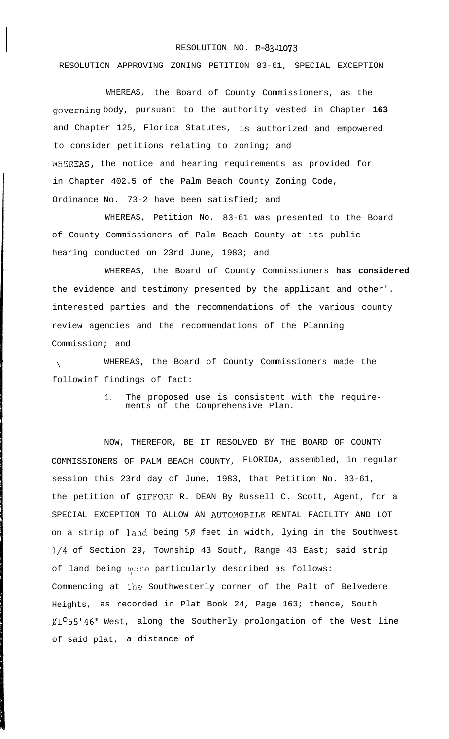RESOLUTION NO. R-83-1073

RESOLUTION APPROVING ZONING PETITION 83-61, SPECIAL EXCEPTION

WHEREAS, the Board of County Commissioners, as the governing body, pursuant to the authority vested in Chapter **163** and Chapter 125, Florida Statutes, is authorized and empowered to consider petitions relating to zoning; and

WHEREAS, the notice and hearing requirements as provided for in Chapter 402.5 of the Palm Beach County Zoning Code, Ordinance No. 73-2 have been satisfied; and

WHEREAS, Petition No. 83-61 was presented to the Board of County Commissioners of Palm Beach County at its public hearing conducted on 23rd June, 1983; and

WHEREAS, the Board of County Commissioners **has considered** the evidence and testimony presented by the applicant and other'. interested parties and the recommendations of the various county review agencies and the recommendations of the Planning Commission; and

WHEREAS, the Board of County Commissioners made the followinf findings of fact:

1. The proposed use is consistent with the requirements of the Comprehensive Plan.

NOW, THEREFOR, BE IT RESOLVED BY THE BOARD OF COUNTY COMMISSIONERS OF PALM BEACH COUNTY, FLORIDA, assembled, in regular session this 23rd day of June, 1983, that Petition No. 83-61, the petition of GIFFORD R. DEAN By Russell C. Scott, Agent, for a SPECIAL EXCEPTION TO ALLOW AN AUTOMOBILE RENTAL FACILITY AND LOT on a strip of land being 5Ø feet in width, lying in the Southwest 1/4 of Section 29, Township 43 South, Range 43 East; said strip of land being more particularly described as follows: Commencing at the Southwesterly corner of the Palt of Belvedere Heights, as recorded in Plat Book 24, Page 163; thence, South Ø1°55'46" West, along the Southerly prolongation of the West line of said plat, a distance of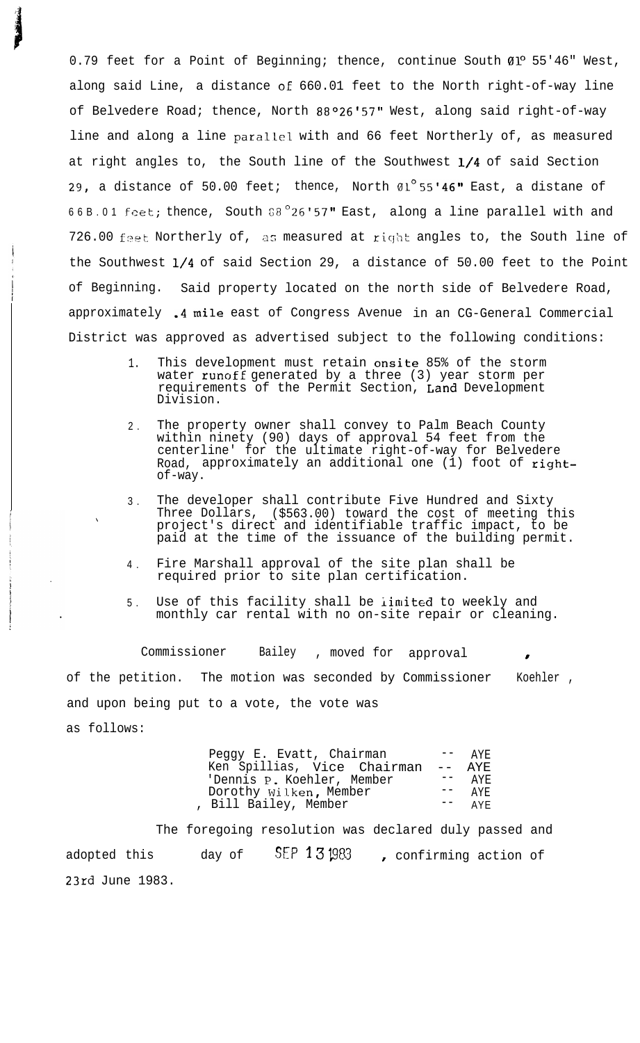0.79 feet for a Point of Beginning; thence, continue South 01° 55'46" West, along said Line, a distance of 660.01 feet to the North right-of-way line of Belvedere Road; thence, North 88°26'57" West, along said right-of-way line and along a line parallel with and 66 feet Northerly of, as measured at right angles to, the South line of the Southwest 1/4 of said Section 29, a distance of 50.00 feet; thence, North 01° 55'46" East, a distane of 66B.01 feet; thence, South 88°26'57" East, along a line parallel with and 726.00 feet Northerly of, as measured at right angles to, the South line of the Southwest 1/4 of said Section 29, a distance of 50.00 feet to the Point of Beginning. Said property located on the north side of Belvedere Road, approximately .4 mile east of Congress Avenue in an CG-General Commercial District was approved as advertised subject to the following conditions:

1. This development must retain onsite 85% of the storm water runoff generated by a three (3) year storm per requirements of the Permit Section, Land Development Division.
2. The property owner shall convey to Palm Beach County within ninety (90) days of approval 54 feet from the centerline' for the ultimate right-of-way for Belvedere Road, approximately an additional one (1) foot of right-of-way.
3. The developer shall contribute Five Hundred and Sixty Three Dollars, ($563.00) toward the cost of meeting this project's direct and identifiable traffic impact, to be paid at the time of the issuance of the building permit.
4. Fire Marshall approval of the site plan shall be required prior to site plan certification.
5. Use of this facility shall be limited to weekly and monthly car rental with no on-site repair or cleaning.

Commissioner Bailey , moved for approval , of the petition. The motion was seconded by Commissioner Koehler , and upon being put to a vote, the vote was as follows:

| | | |
|---|---|---|
| Peggy E. Evatt, Chairman | -- | AYE |
| Ken Spillias, Vice Chairman | -- | AYE |
| Dennis P. Koehler, Member | -- | AYE |
| Dorothy Wilken, Member | -- | AYE |
| Bill Bailey, Member | -- | AYE |

The foregoing resolution was declared duly passed and adopted this day of SEP 13 1983 , confirming action of 23rd June 1983.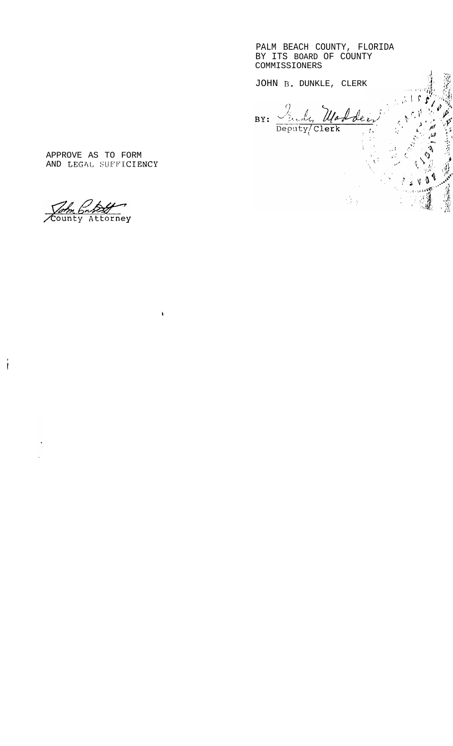PALM BEACH COUNTY, FLORIDA
BY ITS BOARD OF COUNTY
COMMISSIONERS

JOHN B. DUNKLE, CLERK

BY: Judy Madden
Deputy Clerk

APPROVE AS TO FORM
AND LEGAL SUFFICIENCY

County Attorney